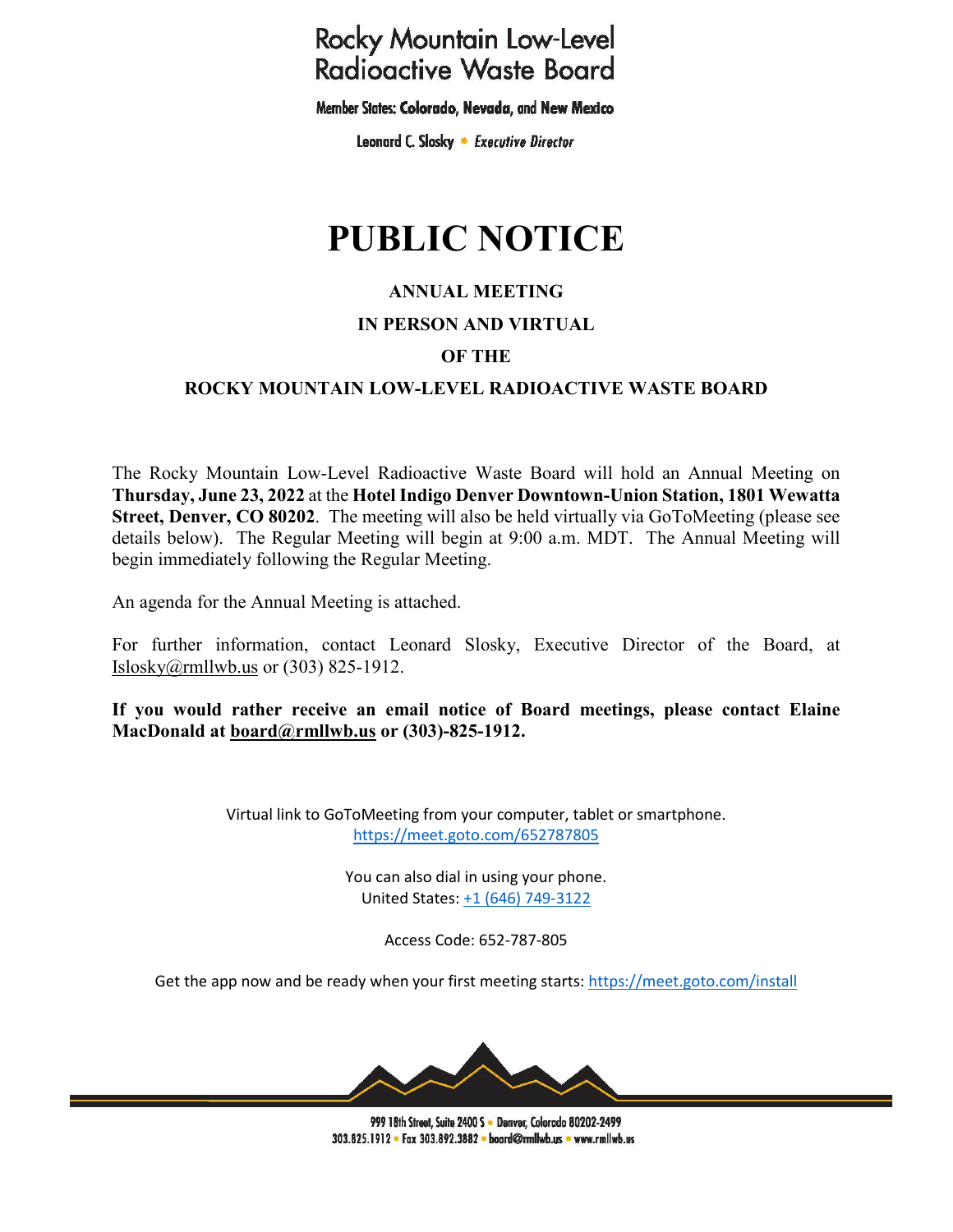# Rocky Mountain Low-Level Radioactive Waste Board

Member States: **Colorado, Nevada,** and **New Mexico**

Leonard C. Slosky • *Executive Director*

# PUBLIC NOTICE

**ANNUAL MEETING**

**IN PERSON AND VIRTUAL**

**OF THE**

**ROCKY MOUNTAIN LOW-LEVEL RADIOACTIVE WASTE BOARD**

The Rocky Mountain Low-Level Radioactive Waste Board will hold an Annual Meeting on **Thursday, June 23, 2022** at the **Hotel Indigo Denver Downtown-Union Station, 1801 Wewatta Street, Denver, CO 80202**. The meeting will also be held virtually via GoToMeeting (please see details below). The Regular Meeting will begin at 9:00 a.m. MDT. The Annual Meeting will begin immediately following the Regular Meeting.

An agenda for the Annual Meeting is attached.

For further information, contact Leonard Slosky, Executive Director of the Board, at lslosky@rmllwb.us or (303) 825-1912.

**If you would rather receive an email notice of Board meetings, please contact Elaine MacDonald at board@rmllwb.us or (303)-825-1912.**

Virtual link to GoToMeeting from your computer, tablet or smartphone.
https://meet.goto.com/652787805

You can also dial in using your phone.
United States: +1 (646) 749-3122

Access Code: 652-787-805

Get the app now and be ready when your first meeting starts: https://meet.goto.com/install

999 18th Street, Suite 2400 S • Denver, Colorado 80202-2499
303.825.1912 • Fax 303.892.3882 • board@rmllwb.us • www.rmllwb.us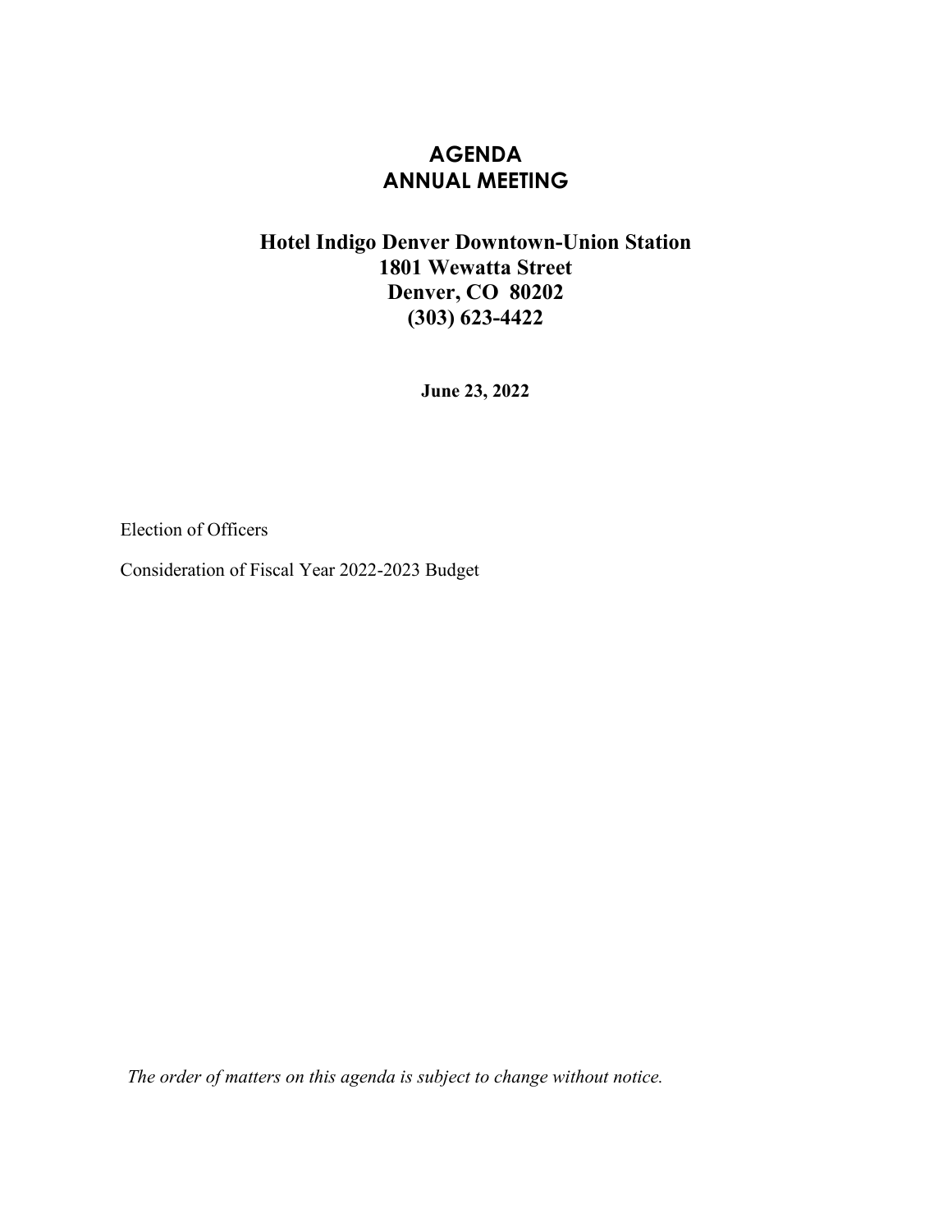# AGENDA
# ANNUAL MEETING

**Hotel Indigo Denver Downtown-Union Station**
**1801 Wewatta Street**
**Denver, CO 80202**
**(303) 623-4422**

**June 23, 2022**

Election of Officers

Consideration of Fiscal Year 2022-2023 Budget

*The order of matters on this agenda is subject to change without notice.*